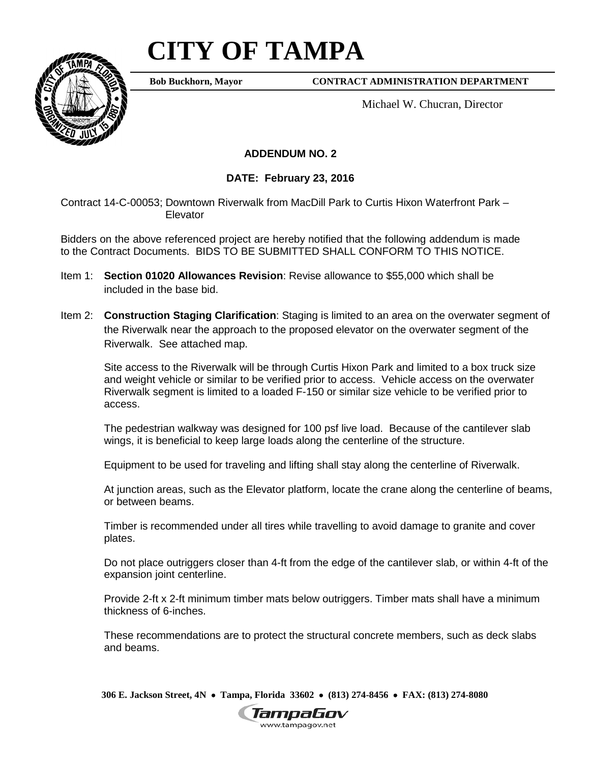# CITY OF TAMPA

**Bob Buckhorn, Mayor** **CONTRACT ADMINISTRATION DEPARTMENT**

Michael W. Chucran, Director

## ADDENDUM NO. 2

### DATE: February 23, 2016

Contract 14-C-00053; Downtown Riverwalk from MacDill Park to Curtis Hixon Waterfront Park – Elevator

Bidders on the above referenced project are hereby notified that the following addendum is made to the Contract Documents. BIDS TO BE SUBMITTED SHALL CONFORM TO THIS NOTICE.

Item 1: **Section 01020 Allowances Revision**: Revise allowance to $55,000 which shall be included in the base bid.

Item 2: **Construction Staging Clarification**: Staging is limited to an area on the overwater segment of the Riverwalk near the approach to the proposed elevator on the overwater segment of the Riverwalk. See attached map.

Site access to the Riverwalk will be through Curtis Hixon Park and limited to a box truck size and weight vehicle or similar to be verified prior to access. Vehicle access on the overwater Riverwalk segment is limited to a loaded F-150 or similar size vehicle to be verified prior to access.

The pedestrian walkway was designed for 100 psf live load. Because of the cantilever slab wings, it is beneficial to keep large loads along the centerline of the structure.

Equipment to be used for traveling and lifting shall stay along the centerline of Riverwalk.

At junction areas, such as the Elevator platform, locate the crane along the centerline of beams, or between beams.

Timber is recommended under all tires while travelling to avoid damage to granite and cover plates.

Do not place outriggers closer than 4-ft from the edge of the cantilever slab, or within 4-ft of the expansion joint centerline.

Provide 2-ft x 2-ft minimum timber mats below outriggers. Timber mats shall have a minimum thickness of 6-inches.

These recommendations are to protect the structural concrete members, such as deck slabs and beams.

**306 E. Jackson Street, 4N • Tampa, Florida 33602 • (813) 274-8456 • FAX: (813) 274-8080**

TampaGov www.tampagov.net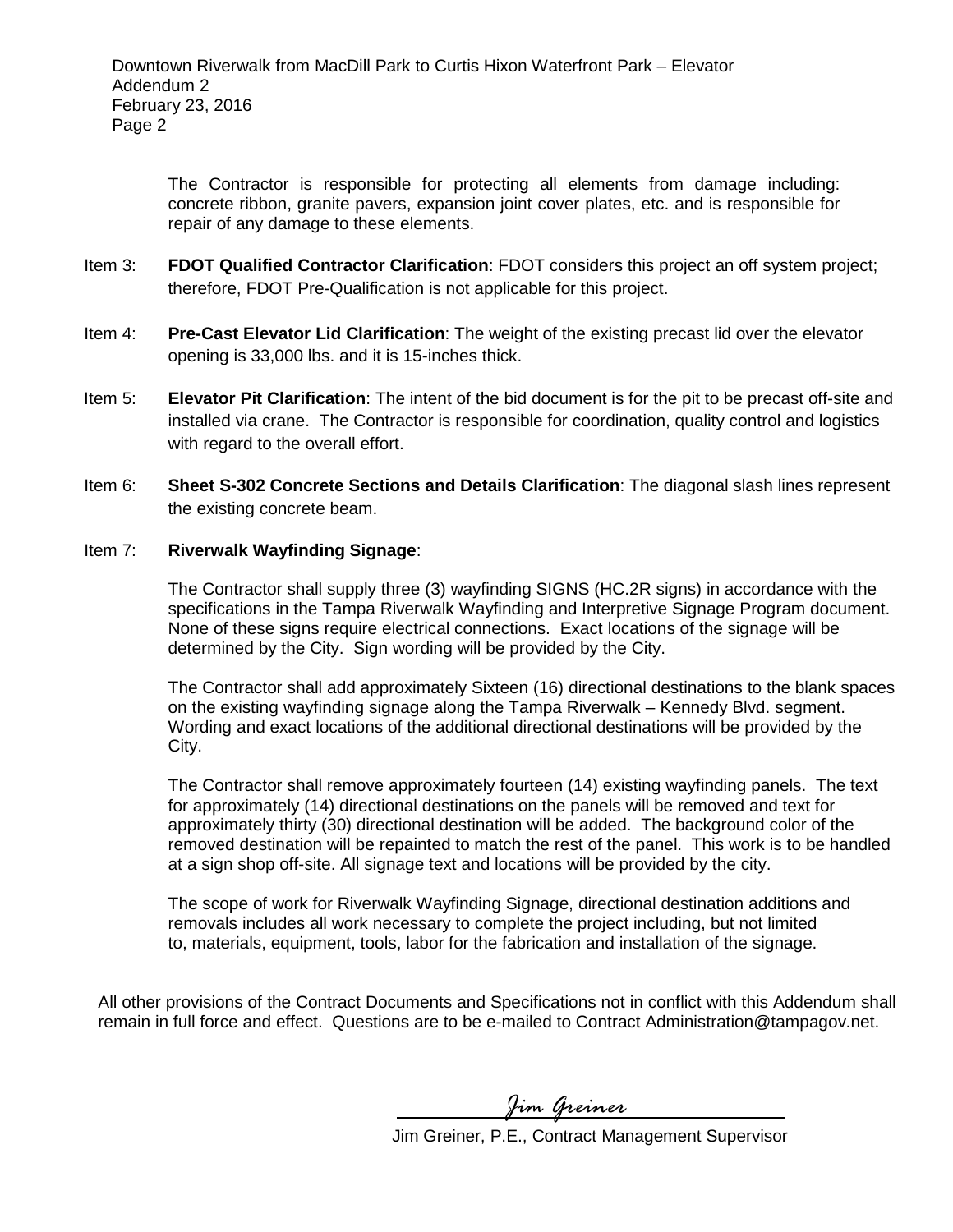The Contractor is responsible for protecting all elements from damage including: concrete ribbon, granite pavers, expansion joint cover plates, etc. and is responsible for repair of any damage to these elements.

Item 3: **FDOT Qualified Contractor Clarification**: FDOT considers this project an off system project; therefore, FDOT Pre-Qualification is not applicable for this project.

Item 4: **Pre-Cast Elevator Lid Clarification**: The weight of the existing precast lid over the elevator opening is 33,000 lbs. and it is 15-inches thick.

Item 5: **Elevator Pit Clarification**: The intent of the bid document is for the pit to be precast off-site and installed via crane. The Contractor is responsible for coordination, quality control and logistics with regard to the overall effort.

Item 6: **Sheet S-302 Concrete Sections and Details Clarification**: The diagonal slash lines represent the existing concrete beam.

Item 7: **Riverwalk Wayfinding Signage**:

The Contractor shall supply three (3) wayfinding SIGNS (HC.2R signs) in accordance with the specifications in the Tampa Riverwalk Wayfinding and Interpretive Signage Program document. None of these signs require electrical connections. Exact locations of the signage will be determined by the City. Sign wording will be provided by the City.

The Contractor shall add approximately Sixteen (16) directional destinations to the blank spaces on the existing wayfinding signage along the Tampa Riverwalk – Kennedy Blvd. segment. Wording and exact locations of the additional directional destinations will be provided by the City.

The Contractor shall remove approximately fourteen (14) existing wayfinding panels. The text for approximately (14) directional destinations on the panels will be removed and text for approximately thirty (30) directional destination will be added. The background color of the removed destination will be repainted to match the rest of the panel. This work is to be handled at a sign shop off-site. All signage text and locations will be provided by the city.

The scope of work for Riverwalk Wayfinding Signage, directional destination additions and removals includes all work necessary to complete the project including, but not limited to, materials, equipment, tools, labor for the fabrication and installation of the signage.

All other provisions of the Contract Documents and Specifications not in conflict with this Addendum shall remain in full force and effect. Questions are to be e-mailed to Contract Administration@tampagov.net.

*Jim Greiner*

Jim Greiner, P.E., Contract Management Supervisor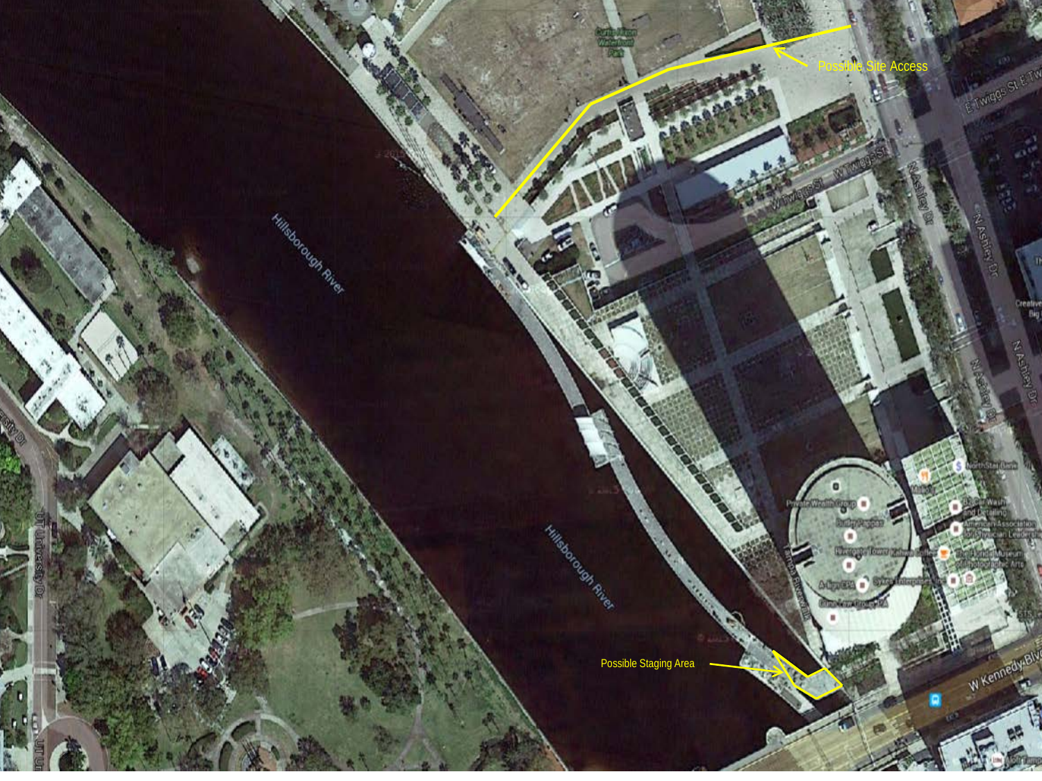Possible Site Access

Possible Staging Area